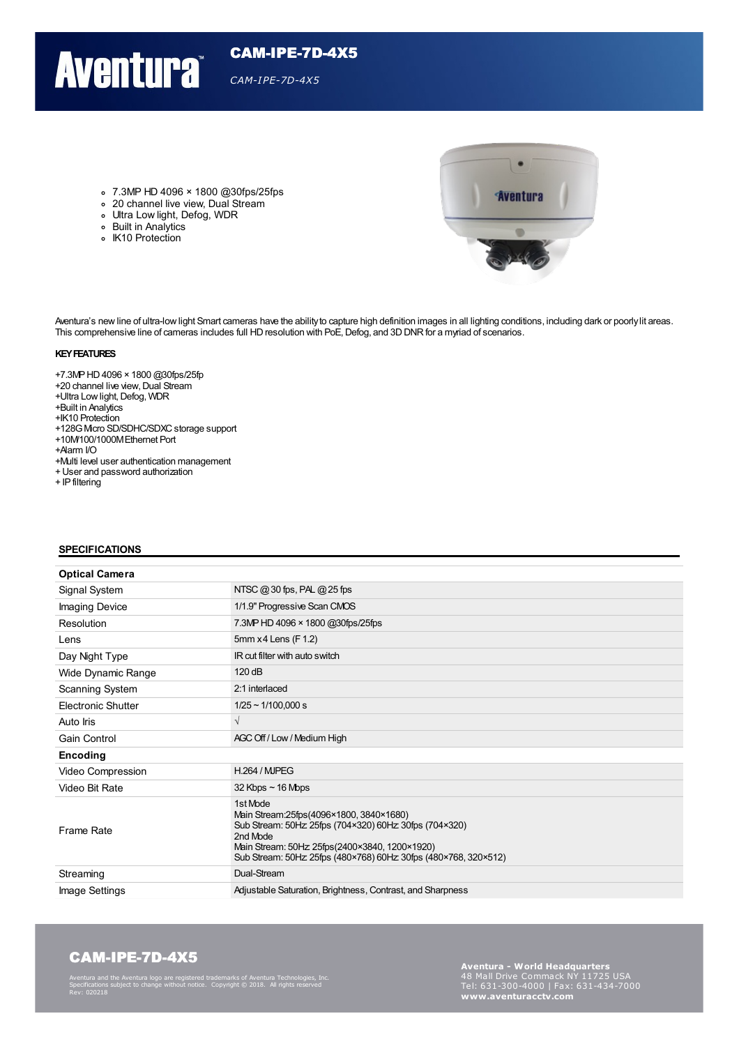# CAM-IPE-7D-4X5

*CAM-IPE-7D-4X5*

- 7.3MP HD 4096 × 1800 @30fps/25fps
- 20 channel live view, Dual Stream
- Ultra Low light, Defog, WDR
- Built in Analytics
- IK10 Protection

Aventura's new line of ultra-low light Smart cameras have the ability to capture high definition images in all lighting conditions, including dark or poorly lit areas. This comprehensive line of cameras includes full HD resolution with PoE, Defog, and 3D DNR for a myriad of scenarios.

**KEY FEATURES**

+7.3MP HD 4096 × 1800 @30fps/25fp
+20 channel live view, Dual Stream
+Ultra Low light, Defog, WDR
+Built in Analytics
+IK10 Protection
+128G Micro SD/SDHC/SDXC storage support
+10M/100/1000M Ethernet Port
+Alarm I/O
+Multi level user authentication management
+ User and password authorization
+ IP filtering

## SPECIFICATIONS

| **Optical Camera** | |
|---|---|
| Signal System | NTSC @ 30 fps, PAL @ 25 fps |
| Imaging Device | 1/1.9" Progressive Scan CMOS |
| Resolution | 7.3MP HD 4096 × 1800 @30fps/25fps |
| Lens | 5mm x 4 Lens (F 1.2) |
| Day Night Type | IR cut filter with auto switch |
| Wide Dynamic Range | 120 dB |
| Scanning System | 2:1 interlaced |
| Electronic Shutter | 1/25 ~ 1/100,000 s |
| Auto Iris | √ |
| Gain Control | AGC Off / Low / Medium High |
| **Encoding** | |
| Video Compression | H.264 / MJPEG |
| Video Bit Rate | 32 Kbps ~ 16 Mbps |
| Frame Rate | 1st Mode<br>Main Stream:25fps(4096×1800, 3840×1680)<br>Sub Stream: 50Hz: 25fps (704×320) 60Hz: 30fps (704×320)<br>2nd Mode<br>Main Stream: 50Hz: 25fps(2400×3840, 1200×1920)<br>Sub Stream: 50Hz: 25fps (480×768) 60Hz: 30fps (480×768, 320×512) |
| Streaming | Dual-Stream |
| Image Settings | Adjustable Saturation, Brightness, Contrast, and Sharpness |

**CAM-IPE-7D-4X5**

Aventura and the Aventura logo are registered trademarks of Aventura Technologies, Inc.
Specifications subject to change without notice. Copyright © 2018. All rights reserved
Rev: 020218

**Aventura - World Headquarters**
48 Mall Drive Commack NY 11725 USA
Tel: 631-300-4000 | Fax: 631-434-7000
**www.aventuracctv.com**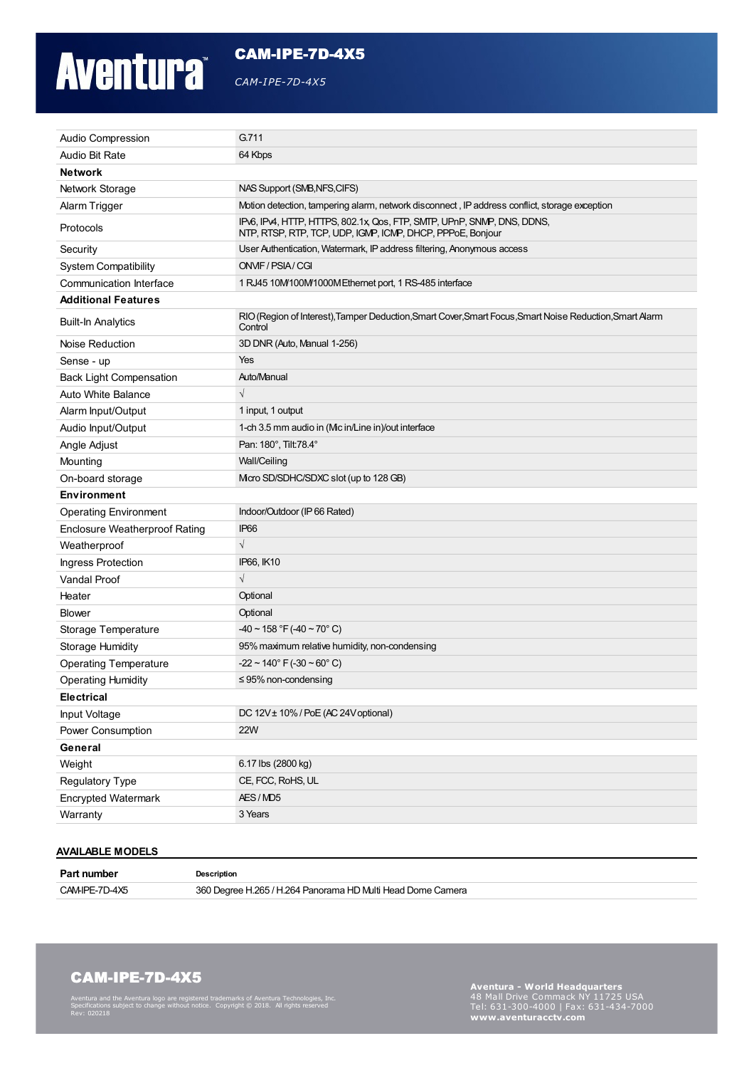# CAM-IPE-7D-4X5

*CAM-IPE-7D-4X5*

| | |
|---|---|
| Audio Compression | G.711 |
| Audio Bit Rate | 64 Kbps |
| **Network** | |
| Network Storage | NAS Support (SMB,NFS,CIFS) |
| Alarm Trigger | Motion detection, tampering alarm, network disconnect , IP address conflict, storage exception |
| Protocols | IPv6, IPv4, HTTP, HTTPS, 802.1x, Qos, FTP, SMTP, UPnP, SNMP, DNS, DDNS, NTP, RTSP, RTP, TCP, UDP, IGMP, ICMP, DHCP, PPPoE, Bonjour |
| Security | User Authentication, Watermark, IP address filtering, Anonymous access |
| System Compatibility | ONVIF / PSIA / CGI |
| Communication Interface | 1 RJ45 10M/100M/1000M Ethernet port, 1 RS-485 interface |
| **Additional Features** | |
| Built-In Analytics | RIO (Region of Interest),Tamper Deduction,Smart Cover,Smart Focus,Smart Noise Reduction,Smart Alarm Control |
| Noise Reduction | 3D DNR (Auto, Manual 1-256) |
| Sense - up | Yes |
| Back Light Compensation | Auto/Manual |
| Auto White Balance | √ |
| Alarm Input/Output | 1 input, 1 output |
| Audio Input/Output | 1-ch 3.5 mm audio in (Mic in/Line in)/out interface |
| Angle Adjust | Pan: 180°, Tilt:78.4° |
| Mounting | Wall/Ceiling |
| On-board storage | Micro SD/SDHC/SDXC slot (up to 128 GB) |
| **Environment** | |
| Operating Environment | Indoor/Outdoor (IP 66 Rated) |
| Enclosure Weatherproof Rating | IP66 |
| Weatherproof | √ |
| Ingress Protection | IP66, IK10 |
| Vandal Proof | √ |
| Heater | Optional |
| Blower | Optional |
| Storage Temperature | -40 ~ 158 °F (-40 ~ 70° C) |
| Storage Humidity | 95% maximum relative humidity, non-condensing |
| Operating Temperature | -22 ~ 140° F (-30 ~ 60° C) |
| Operating Humidity | ≤ 95% non-condensing |
| **Electrical** | |
| Input Voltage | DC 12V ± 10% / PoE (AC 24V optional) |
| Power Consumption | 22W |
| **General** | |
| Weight | 6.17 lbs (2800 kg) |
| Regulatory Type | CE, FCC, RoHS, UL |
| Encrypted Watermark | AES / MD5 |
| Warranty | 3 Years |

## AVAILABLE MODELS

| Part number | Description |
|---|---|
| CAM-IPE-7D-4X5 | 360 Degree H.265 / H.264 Panorama HD Multi Head Dome Camera |

**CAM-IPE-7D-4X5**

Aventura and the Aventura logo are registered trademarks of Aventura Technologies, Inc.
Specifications subject to change without notice. Copyright © 2018. All rights reserved
Rev: 020218

**Aventura - World Headquarters**
48 Mall Drive Commack NY 11725 USA
Tel: 631-300-4000 | Fax: 631-434-7000
**www.aventuracctv.com**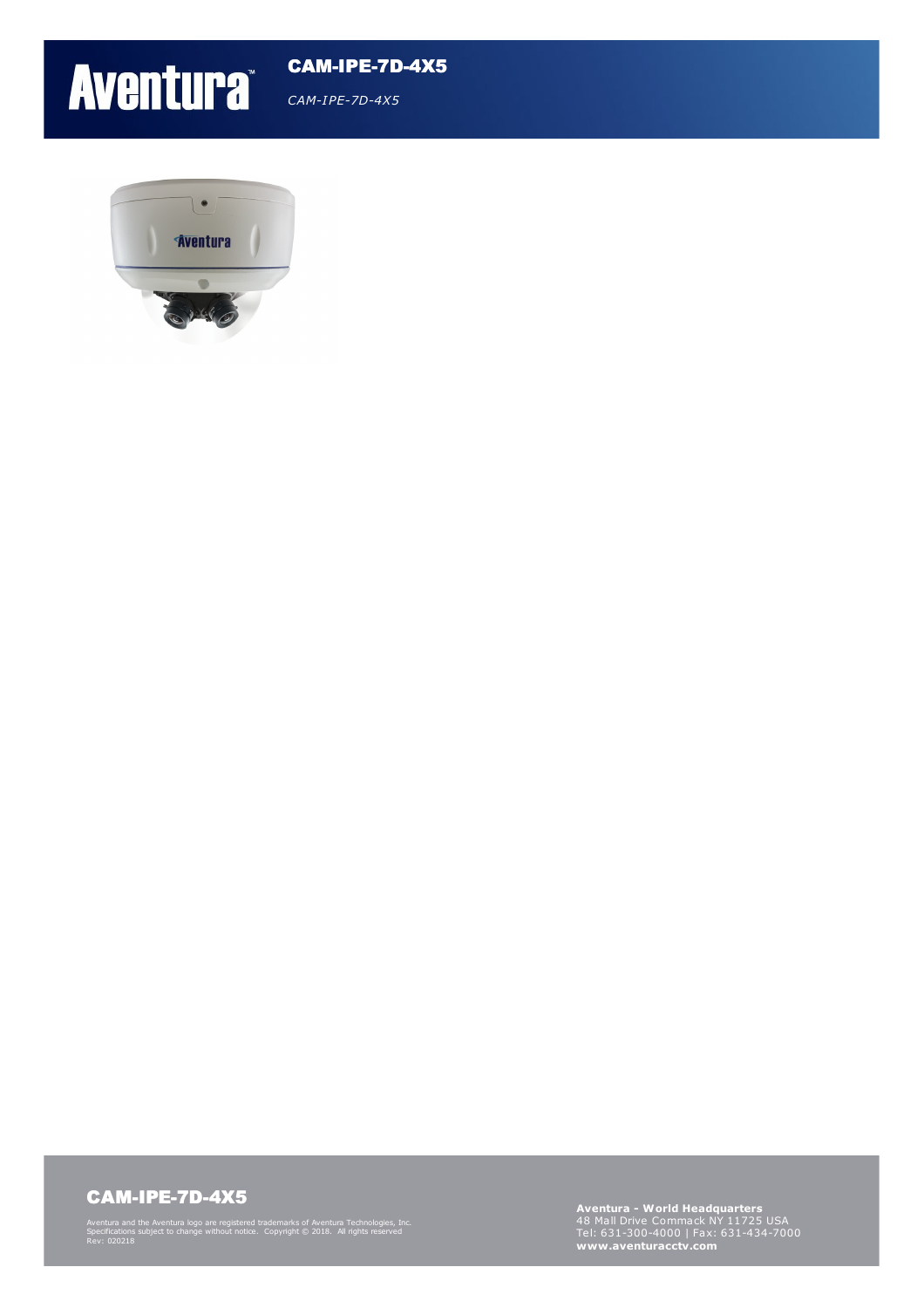# CAM-IPE-7D-4X5

*CAM-IPE-7D-4X5*

**CAM-IPE-7D-4X5**

Aventura and the Aventura logo are registered trademarks of Aventura Technologies, Inc.
Specifications subject to change without notice. Copyright © 2018. All rights reserved
Rev: 020218

**Aventura - World Headquarters**
48 Mall Drive Commack NY 11725 USA
Tel: 631-300-4000 | Fax: 631-434-7000
**www.aventuracctv.com**